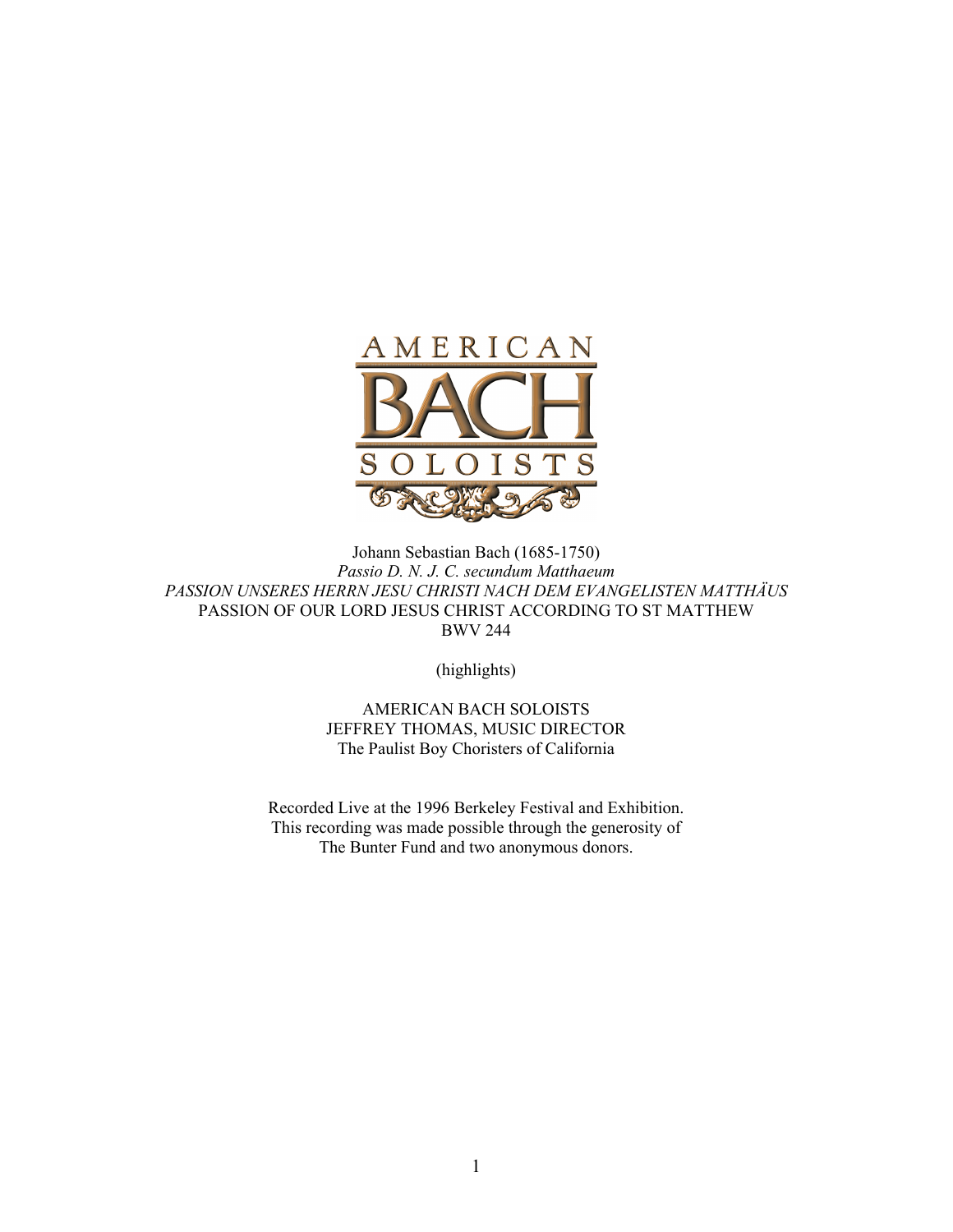AMERICAN BACH SOLOISTS

Johann Sebastian Bach (1685-1750)
*Passio D. N. J. C. secundum Matthaeum*
*PASSION UNSERES HERRN JESU CHRISTI NACH DEM EVANGELISTEN MATTHÄUS*
PASSION OF OUR LORD JESUS CHRIST ACCORDING TO ST MATTHEW
BWV 244

(highlights)

AMERICAN BACH SOLOISTS
JEFFREY THOMAS, MUSIC DIRECTOR
The Paulist Boy Choristers of California

Recorded Live at the 1996 Berkeley Festival and Exhibition.
This recording was made possible through the generosity of
The Bunter Fund and two anonymous donors.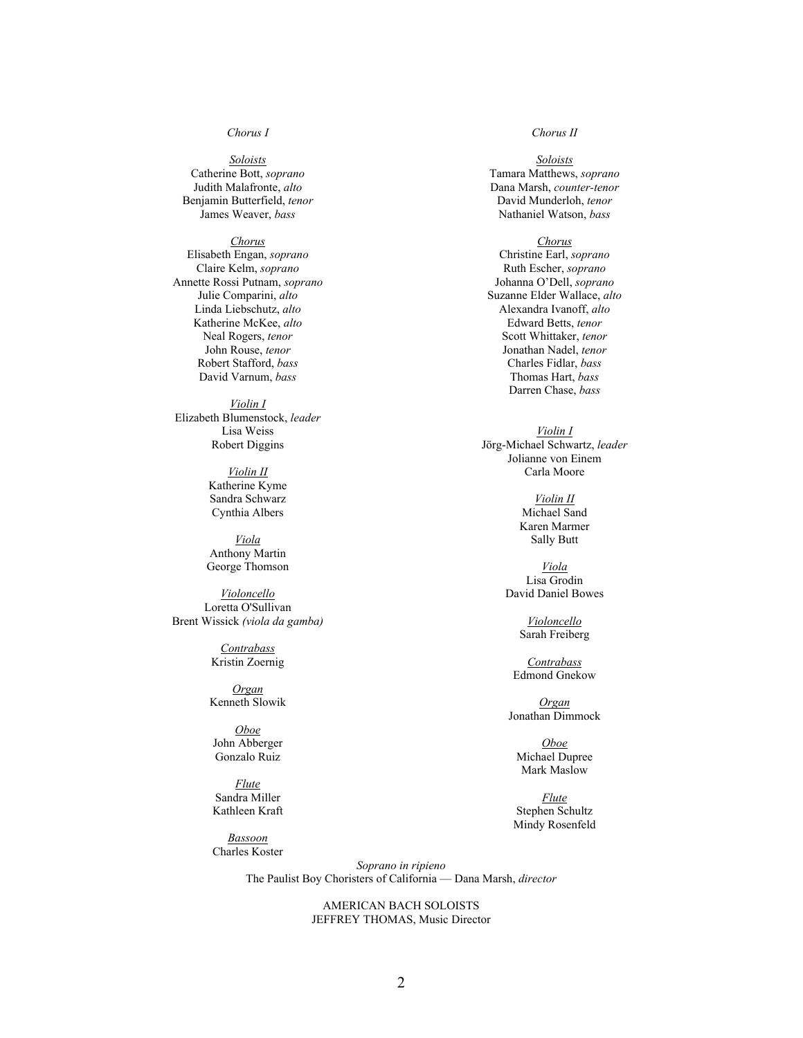*Chorus I*

<u>*Soloists*</u>
Catherine Bott, *soprano*
Judith Malafronte, *alto*
Benjamin Butterfield, *tenor*
James Weaver, *bass*

<u>*Chorus*</u>
Elisabeth Engan, *soprano*
Claire Kelm, *soprano*
Annette Rossi Putnam, *soprano*
Julie Comparini, *alto*
Linda Liebschutz, *alto*
Katherine McKee, *alto*
Neal Rogers, *tenor*
John Rouse, *tenor*
Robert Stafford, *bass*
David Varnum, *bass*

<u>*Violin I*</u>
Elizabeth Blumenstock, *leader*
Lisa Weiss
Robert Diggins

<u>*Violin II*</u>
Katherine Kyme
Sandra Schwarz
Cynthia Albers

<u>*Viola*</u>
Anthony Martin
George Thomson

<u>*Violoncello*</u>
Loretta O'Sullivan
Brent Wissick *(viola da gamba)*

<u>*Contrabass*</u>
Kristin Zoernig

<u>*Organ*</u>
Kenneth Slowik

<u>*Oboe*</u>
John Abberger
Gonzalo Ruiz

<u>*Flute*</u>
Sandra Miller
Kathleen Kraft

<u>*Bassoon*</u>
Charles Koster

*Chorus II*

<u>*Soloists*</u>
Tamara Matthews, *soprano*
Dana Marsh, *counter-tenor*
David Munderloh, *tenor*
Nathaniel Watson, *bass*

<u>*Chorus*</u>
Christine Earl, *soprano*
Ruth Escher, *soprano*
Johanna O'Dell, *soprano*
Suzanne Elder Wallace, *alto*
Alexandra Ivanoff, *alto*
Edward Betts, *tenor*
Scott Whittaker, *tenor*
Jonathan Nadel, *tenor*
Charles Fidlar, *bass*
Thomas Hart, *bass*
Darren Chase, *bass*

<u>*Violin I*</u>
Jörg-Michael Schwartz, *leader*
Jolianne von Einem
Carla Moore

<u>*Violin II*</u>
Michael Sand
Karen Marmer
Sally Butt

<u>*Viola*</u>
Lisa Grodin
David Daniel Bowes

<u>*Violoncello*</u>
Sarah Freiberg

<u>*Contrabass*</u>
Edmond Gnekow

<u>*Organ*</u>
Jonathan Dimmock

<u>*Oboe*</u>
Michael Dupree
Mark Maslow

<u>*Flute*</u>
Stephen Schultz
Mindy Rosenfeld

*Soprano in ripieno*
The Paulist Boy Choristers of California — Dana Marsh, *director*

AMERICAN BACH SOLOISTS
JEFFREY THOMAS, Music Director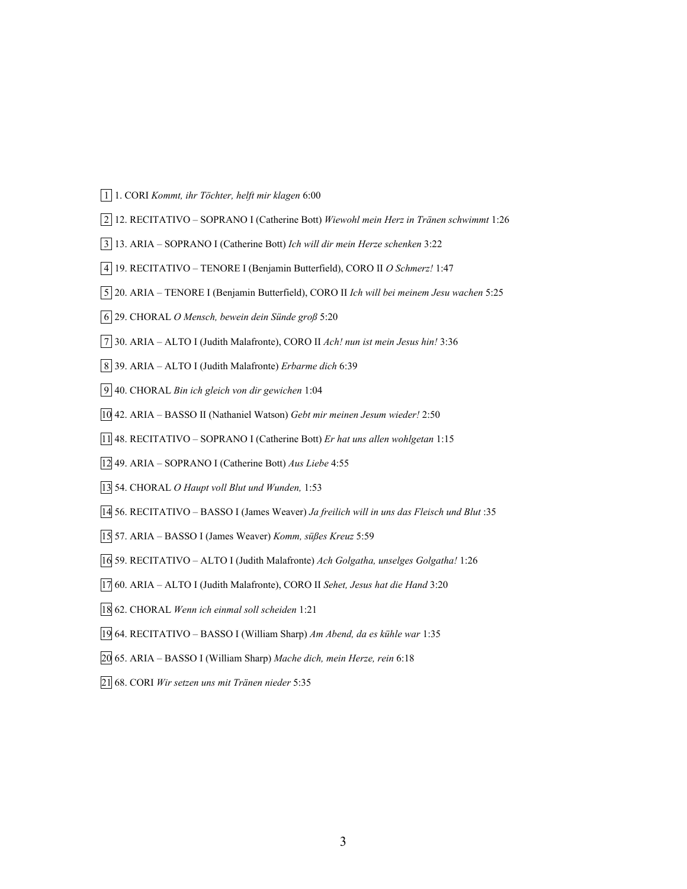1 1. CORI *Kommt, ihr Töchter, helft mir klagen* 6:00

2 12. RECITATIVO – SOPRANO I (Catherine Bott) *Wiewohl mein Herz in Tränen schwimmt* 1:26

3 13. ARIA – SOPRANO I (Catherine Bott) *Ich will dir mein Herze schenken* 3:22

4 19. RECITATIVO – TENORE I (Benjamin Butterfield), CORO II *O Schmerz!* 1:47

5 20. ARIA – TENORE I (Benjamin Butterfield), CORO II *Ich will bei meinem Jesu wachen* 5:25

6 29. CHORAL *O Mensch, bewein dein Sünde groß* 5:20

7 30. ARIA – ALTO I (Judith Malafronte), CORO II *Ach! nun ist mein Jesus hin!* 3:36

8 39. ARIA – ALTO I (Judith Malafronte) *Erbarme dich* 6:39

9 40. CHORAL *Bin ich gleich von dir gewichen* 1:04

10 42. ARIA – BASSO II (Nathaniel Watson) *Gebt mir meinen Jesum wieder!* 2:50

11 48. RECITATIVO – SOPRANO I (Catherine Bott) *Er hat uns allen wohlgetan* 1:15

12 49. ARIA – SOPRANO I (Catherine Bott) *Aus Liebe* 4:55

13 54. CHORAL *O Haupt voll Blut und Wunden,* 1:53

14 56. RECITATIVO – BASSO I (James Weaver) *Ja freilich will in uns das Fleisch und Blut* :35

15 57. ARIA – BASSO I (James Weaver) *Komm, süßes Kreuz* 5:59

16 59. RECITATIVO – ALTO I (Judith Malafronte) *Ach Golgatha, unselges Golgatha!* 1:26

17 60. ARIA – ALTO I (Judith Malafronte), CORO II *Sehet, Jesus hat die Hand* 3:20

18 62. CHORAL *Wenn ich einmal soll scheiden* 1:21

19 64. RECITATIVO – BASSO I (William Sharp) *Am Abend, da es kühle war* 1:35

20 65. ARIA – BASSO I (William Sharp) *Mache dich, mein Herze, rein* 6:18

21 68. CORI *Wir setzen uns mit Tränen nieder* 5:35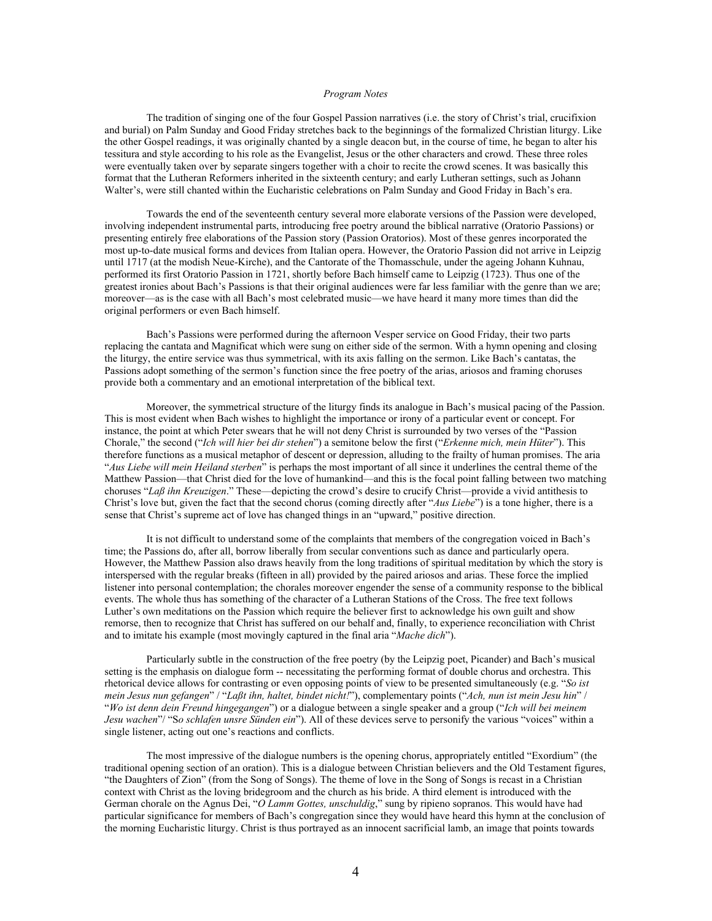*Program Notes*

The tradition of singing one of the four Gospel Passion narratives (i.e. the story of Christ's trial, crucifixion and burial) on Palm Sunday and Good Friday stretches back to the beginnings of the formalized Christian liturgy. Like the other Gospel readings, it was originally chanted by a single deacon but, in the course of time, he began to alter his tessitura and style according to his role as the Evangelist, Jesus or the other characters and crowd. These three roles were eventually taken over by separate singers together with a choir to recite the crowd scenes. It was basically this format that the Lutheran Reformers inherited in the sixteenth century; and early Lutheran settings, such as Johann Walter's, were still chanted within the Eucharistic celebrations on Palm Sunday and Good Friday in Bach's era.

Towards the end of the seventeenth century several more elaborate versions of the Passion were developed, involving independent instrumental parts, introducing free poetry around the biblical narrative (Oratorio Passions) or presenting entirely free elaborations of the Passion story (Passion Oratorios). Most of these genres incorporated the most up-to-date musical forms and devices from Italian opera. However, the Oratorio Passion did not arrive in Leipzig until 1717 (at the modish Neue-Kirche), and the Cantorate of the Thomasschule, under the ageing Johann Kuhnau, performed its first Oratorio Passion in 1721, shortly before Bach himself came to Leipzig (1723). Thus one of the greatest ironies about Bach's Passions is that their original audiences were far less familiar with the genre than we are; moreover—as is the case with all Bach's most celebrated music—we have heard it many more times than did the original performers or even Bach himself.

Bach's Passions were performed during the afternoon Vesper service on Good Friday, their two parts replacing the cantata and Magnificat which were sung on either side of the sermon. With a hymn opening and closing the liturgy, the entire service was thus symmetrical, with its axis falling on the sermon. Like Bach's cantatas, the Passions adopt something of the sermon's function since the free poetry of the arias, ariosos and framing choruses provide both a commentary and an emotional interpretation of the biblical text.

Moreover, the symmetrical structure of the liturgy finds its analogue in Bach's musical pacing of the Passion. This is most evident when Bach wishes to highlight the importance or irony of a particular event or concept. For instance, the point at which Peter swears that he will not deny Christ is surrounded by two verses of the "Passion Chorale," the second ("*Ich will hier bei dir stehen*") a semitone below the first ("*Erkenne mich, mein Hüter*"). This therefore functions as a musical metaphor of descent or depression, alluding to the frailty of human promises. The aria "*Aus Liebe will mein Heiland sterben*" is perhaps the most important of all since it underlines the central theme of the Matthew Passion—that Christ died for the love of humankind—and this is the focal point falling between two matching choruses "*Laß ihn Kreuzigen*." These—depicting the crowd's desire to crucify Christ—provide a vivid antithesis to Christ's love but, given the fact that the second chorus (coming directly after "*Aus Liebe*") is a tone higher, there is a sense that Christ's supreme act of love has changed things in an "upward," positive direction.

It is not difficult to understand some of the complaints that members of the congregation voiced in Bach's time; the Passions do, after all, borrow liberally from secular conventions such as dance and particularly opera. However, the Matthew Passion also draws heavily from the long traditions of spiritual meditation by which the story is interspersed with the regular breaks (fifteen in all) provided by the paired ariosos and arias. These force the implied listener into personal contemplation; the chorales moreover engender the sense of a community response to the biblical events. The whole thus has something of the character of a Lutheran Stations of the Cross. The free text follows Luther's own meditations on the Passion which require the believer first to acknowledge his own guilt and show remorse, then to recognize that Christ has suffered on our behalf and, finally, to experience reconciliation with Christ and to imitate his example (most movingly captured in the final aria "*Mache dich*").

Particularly subtle in the construction of the free poetry (by the Leipzig poet, Picander) and Bach's musical setting is the emphasis on dialogue form -- necessitating the performing format of double chorus and orchestra. This rhetorical device allows for contrasting or even opposing points of view to be presented simultaneously (e.g. "*So ist mein Jesus nun gefangen*" / "*Laßt ihn, haltet, bindet nicht!*"), complementary points ("*Ach, nun ist mein Jesu hin*" / "*Wo ist denn dein Freund hingegangen*") or a dialogue between a single speaker and a group ("*Ich will bei meinem Jesu wachen*"/ "*So schlafen unsre Sünden ein*"). All of these devices serve to personify the various "voices" within a single listener, acting out one's reactions and conflicts.

The most impressive of the dialogue numbers is the opening chorus, appropriately entitled "Exordium" (the traditional opening section of an oration). This is a dialogue between Christian believers and the Old Testament figures, "the Daughters of Zion" (from the Song of Songs). The theme of love in the Song of Songs is recast in a Christian context with Christ as the loving bridegroom and the church as his bride. A third element is introduced with the German chorale on the Agnus Dei, "*O Lamm Gottes, unschuldig*," sung by ripieno sopranos. This would have had particular significance for members of Bach's congregation since they would have heard this hymn at the conclusion of the morning Eucharistic liturgy. Christ is thus portrayed as an innocent sacrificial lamb, an image that points towards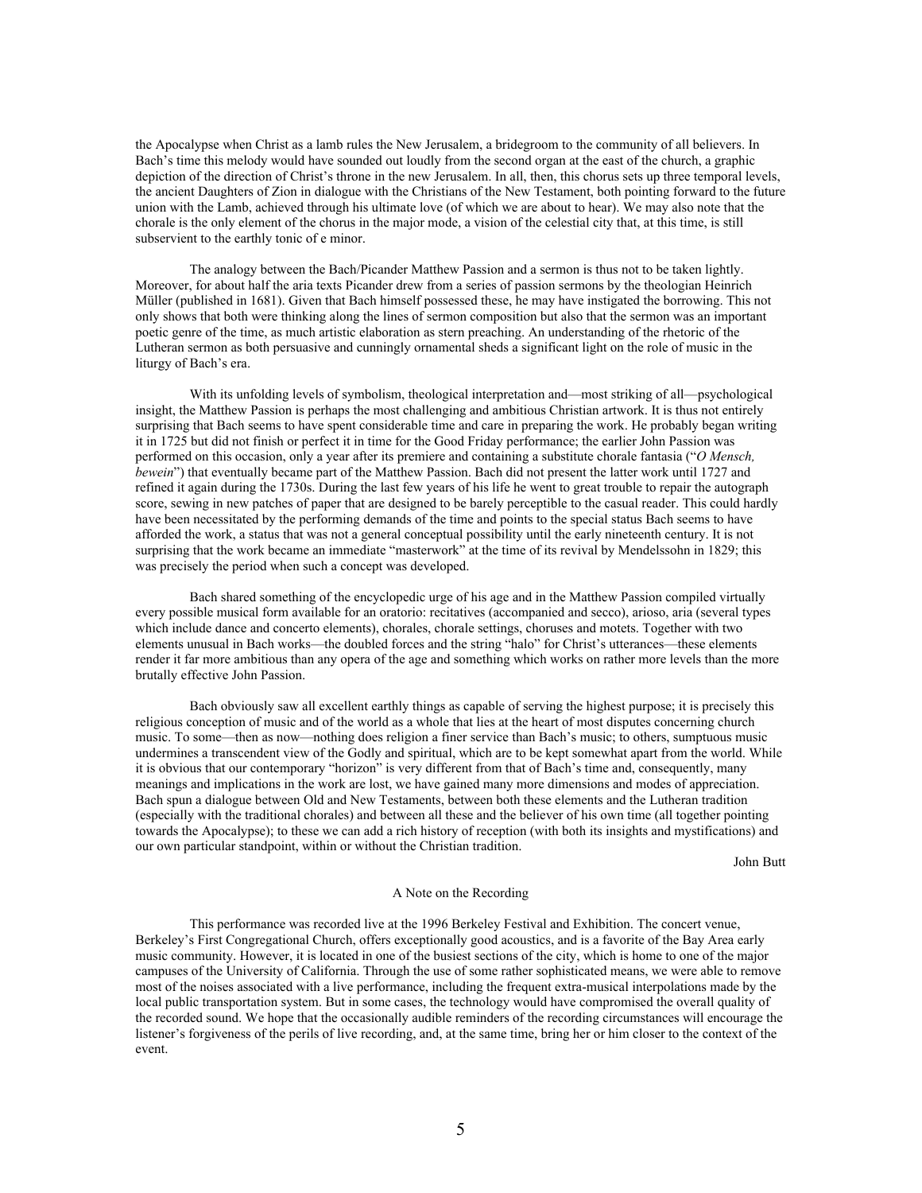the Apocalypse when Christ as a lamb rules the New Jerusalem, a bridegroom to the community of all believers. In Bach's time this melody would have sounded out loudly from the second organ at the east of the church, a graphic depiction of the direction of Christ's throne in the new Jerusalem. In all, then, this chorus sets up three temporal levels, the ancient Daughters of Zion in dialogue with the Christians of the New Testament, both pointing forward to the future union with the Lamb, achieved through his ultimate love (of which we are about to hear). We may also note that the chorale is the only element of the chorus in the major mode, a vision of the celestial city that, at this time, is still subservient to the earthly tonic of e minor.

The analogy between the Bach/Picander Matthew Passion and a sermon is thus not to be taken lightly. Moreover, for about half the aria texts Picander drew from a series of passion sermons by the theologian Heinrich Müller (published in 1681). Given that Bach himself possessed these, he may have instigated the borrowing. This not only shows that both were thinking along the lines of sermon composition but also that the sermon was an important poetic genre of the time, as much artistic elaboration as stern preaching. An understanding of the rhetoric of the Lutheran sermon as both persuasive and cunningly ornamental sheds a significant light on the role of music in the liturgy of Bach's era.

With its unfolding levels of symbolism, theological interpretation and—most striking of all—psychological insight, the Matthew Passion is perhaps the most challenging and ambitious Christian artwork. It is thus not entirely surprising that Bach seems to have spent considerable time and care in preparing the work. He probably began writing it in 1725 but did not finish or perfect it in time for the Good Friday performance; the earlier John Passion was performed on this occasion, only a year after its premiere and containing a substitute chorale fantasia ("*O Mensch, bewein*") that eventually became part of the Matthew Passion. Bach did not present the latter work until 1727 and refined it again during the 1730s. During the last few years of his life he went to great trouble to repair the autograph score, sewing in new patches of paper that are designed to be barely perceptible to the casual reader. This could hardly have been necessitated by the performing demands of the time and points to the special status Bach seems to have afforded the work, a status that was not a general conceptual possibility until the early nineteenth century. It is not surprising that the work became an immediate "masterwork" at the time of its revival by Mendelssohn in 1829; this was precisely the period when such a concept was developed.

Bach shared something of the encyclopedic urge of his age and in the Matthew Passion compiled virtually every possible musical form available for an oratorio: recitatives (accompanied and secco), arioso, aria (several types which include dance and concerto elements), chorales, chorale settings, choruses and motets. Together with two elements unusual in Bach works—the doubled forces and the string "halo" for Christ's utterances—these elements render it far more ambitious than any opera of the age and something which works on rather more levels than the more brutally effective John Passion.

Bach obviously saw all excellent earthly things as capable of serving the highest purpose; it is precisely this religious conception of music and of the world as a whole that lies at the heart of most disputes concerning church music. To some—then as now—nothing does religion a finer service than Bach's music; to others, sumptuous music undermines a transcendent view of the Godly and spiritual, which are to be kept somewhat apart from the world. While it is obvious that our contemporary "horizon" is very different from that of Bach's time and, consequently, many meanings and implications in the work are lost, we have gained many more dimensions and modes of appreciation. Bach spun a dialogue between Old and New Testaments, between both these elements and the Lutheran tradition (especially with the traditional chorales) and between all these and the believer of his own time (all together pointing towards the Apocalypse); to these we can add a rich history of reception (with both its insights and mystifications) and our own particular standpoint, within or without the Christian tradition.

John Butt

## A Note on the Recording

This performance was recorded live at the 1996 Berkeley Festival and Exhibition. The concert venue, Berkeley's First Congregational Church, offers exceptionally good acoustics, and is a favorite of the Bay Area early music community. However, it is located in one of the busiest sections of the city, which is home to one of the major campuses of the University of California. Through the use of some rather sophisticated means, we were able to remove most of the noises associated with a live performance, including the frequent extra-musical interpolations made by the local public transportation system. But in some cases, the technology would have compromised the overall quality of the recorded sound. We hope that the occasionally audible reminders of the recording circumstances will encourage the listener's forgiveness of the perils of live recording, and, at the same time, bring her or him closer to the context of the event.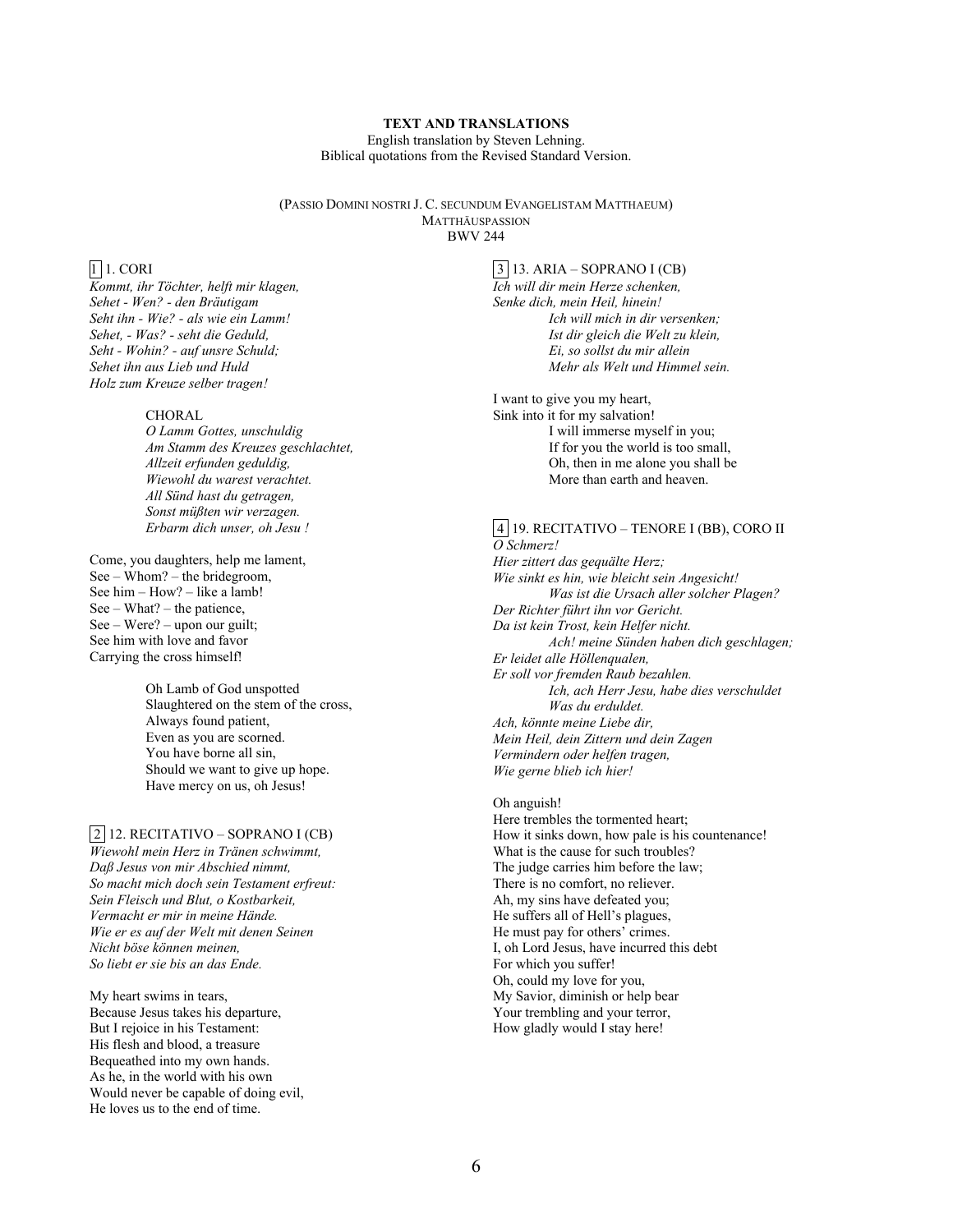**TEXT AND TRANSLATIONS**

English translation by Steven Lehning.
Biblical quotations from the Revised Standard Version.

(PASSIO DOMINI NOSTRI J. C. SECUNDUM EVANGELISTAM MATTHAEUM)
MATTHÄUSPASSION
BWV 244

1 | 1. CORI

*Kommt, ihr Töchter, helft mir klagen,*
*Sehet - Wen? - den Bräutigam*
*Seht ihn - Wie? - als wie ein Lamm!*
*Sehet, - Was? - seht die Geduld,*
*Seht - Wohin? - auf unsre Schuld;*
*Sehet ihn aus Lieb und Huld*
*Holz zum Kreuze selber tragen!*

> CHORAL
> *O Lamm Gottes, unschuldig*
> *Am Stamm des Kreuzes geschlachtet,*
> *Allzeit erfunden geduldig,*
> *Wiewohl du warest verachtet.*
> *All Sünd hast du getragen,*
> *Sonst müßten wir verzagen.*
> *Erbarm dich unser, oh Jesu !*

Come, you daughters, help me lament,
See – Whom? – the bridegroom,
See him – How? – like a lamb!
See – What? – the patience,
See – Were? – upon our guilt;
See him with love and favor
Carrying the cross himself!

> Oh Lamb of God unspotted
> Slaughtered on the stem of the cross,
> Always found patient,
> Even as you are scorned.
> You have borne all sin,
> Should we want to give up hope.
> Have mercy on us, oh Jesus!

2 | 12. RECITATIVO – SOPRANO I (CB)

*Wiewohl mein Herz in Tränen schwimmt,*
*Daß Jesus von mir Abschied nimmt,*
*So macht mich doch sein Testament erfreut:*
*Sein Fleisch und Blut, o Kostbarkeit,*
*Vermacht er mir in meine Hände.*
*Wie er es auf der Welt mit denen Seinen*
*Nicht böse können meinen,*
*So liebt er sie bis an das Ende.*

My heart swims in tears,
Because Jesus takes his departure,
But I rejoice in his Testament:
His flesh and blood, a treasure
Bequeathed into my own hands.
As he, in the world with his own
Would never be capable of doing evil,
He loves us to the end of time.

3 | 13. ARIA – SOPRANO I (CB)

*Ich will dir mein Herze schenken,*
*Senke dich, mein Heil, hinein!*
> *Ich will mich in dir versenken;*
> *Ist dir gleich die Welt zu klein,*
> *Ei, so sollst du mir allein*
> *Mehr als Welt und Himmel sein.*

I want to give you my heart,
Sink into it for my salvation!
> I will immerse myself in you;
> If for you the world is too small,
> Oh, then in me alone you shall be
> More than earth and heaven.

4 | 19. RECITATIVO – TENORE I (BB), CORO II

*O Schmerz!*
*Hier zittert das gequälte Herz;*
*Wie sinkt es hin, wie bleicht sein Angesicht!*
> *Was ist die Ursach aller solcher Plagen?*

*Der Richter führt ihn vor Gericht.*
*Da ist kein Trost, kein Helfer nicht.*
> *Ach! meine Sünden haben dich geschlagen;*

*Er leidet alle Höllenqualen,*
*Er soll vor fremden Raub bezahlen.*
> *Ich, ach Herr Jesu, habe dies verschuldet*
> *Was du erduldet.*

*Ach, könnte meine Liebe dir,*
*Mein Heil, dein Zittern und dein Zagen*
*Vermindern oder helfen tragen,*
*Wie gerne blieb ich hier!*

Oh anguish!
Here trembles the tormented heart;
How it sinks down, how pale is his countenance!
What is the cause for such troubles?
The judge carries him before the law;
There is no comfort, no reliever.
Ah, my sins have defeated you;
He suffers all of Hell's plagues,
He must pay for others' crimes.
I, oh Lord Jesus, have incurred this debt
For which you suffer!
Oh, could my love for you,
My Savior, diminish or help bear
Your trembling and your terror,
How gladly would I stay here!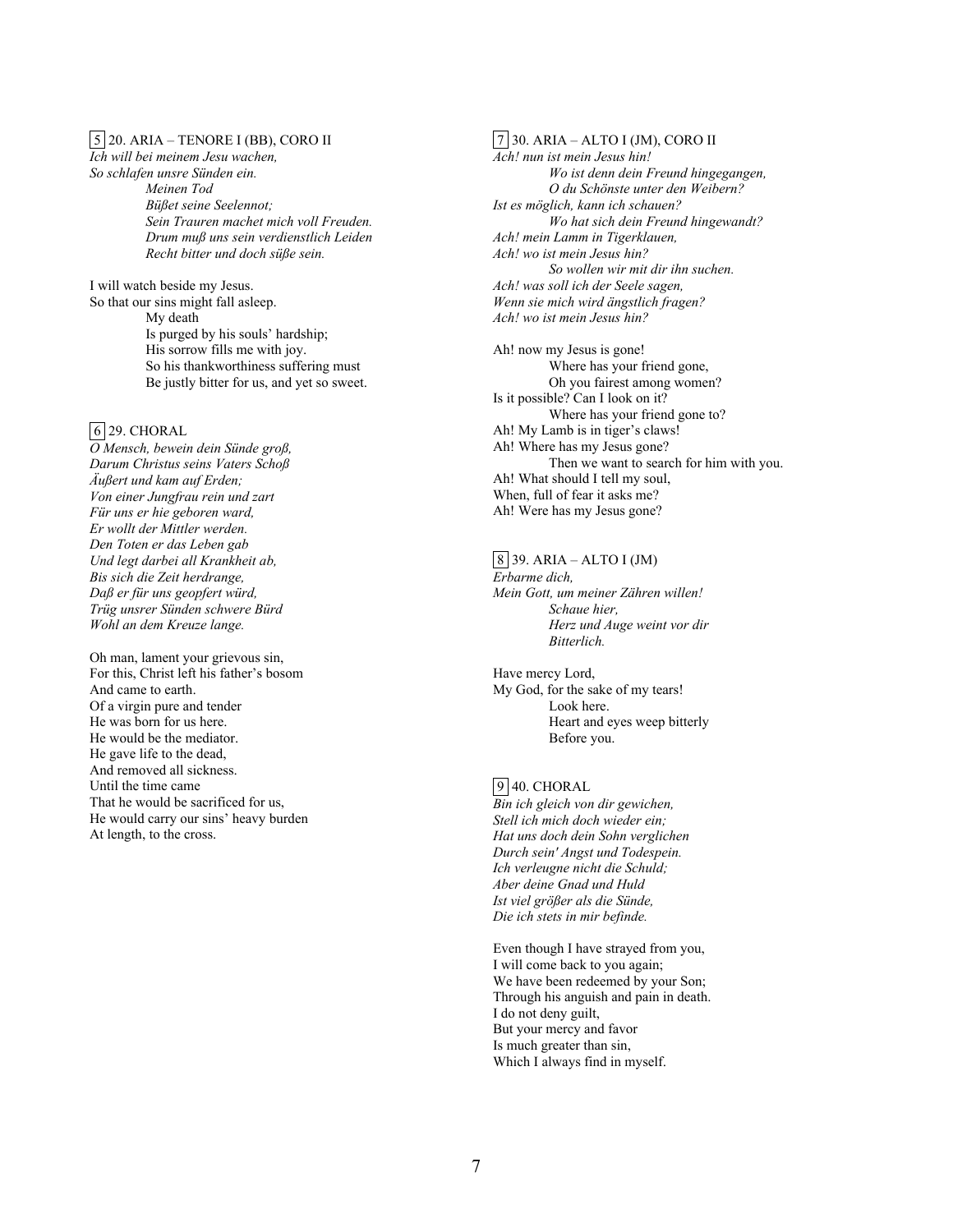5 20. ARIA – TENORE I (BB), CORO II

*Ich will bei meinem Jesu wachen,*
*So schlafen unsre Sünden ein.*
    *Meinen Tod*
    *Büßet seine Seelennot;*
    *Sein Trauren machet mich voll Freuden.*
    *Drum muß uns sein verdienstlich Leiden*
    *Recht bitter und doch süße sein.*

I will watch beside my Jesus.
So that our sins might fall asleep.
    My death
    Is purged by his souls' hardship;
    His sorrow fills me with joy.
    So his thankworthiness suffering must
    Be justly bitter for us, and yet so sweet.

6 29. CHORAL

*O Mensch, bewein dein Sünde groß,*
*Darum Christus seins Vaters Schoß*
*Äußert und kam auf Erden;*
*Von einer Jungfrau rein und zart*
*Für uns er hie geboren ward,*
*Er wollt der Mittler werden.*
*Den Toten er das Leben gab*
*Und legt darbei all Krankheit ab,*
*Bis sich die Zeit herdrange,*
*Daß er für uns geopfert würd,*
*Trüg unsrer Sünden schwere Bürd*
*Wohl an dem Kreuze lange.*

Oh man, lament your grievous sin,
For this, Christ left his father's bosom
And came to earth.
Of a virgin pure and tender
He was born for us here.
He would be the mediator.
He gave life to the dead,
And removed all sickness.
Until the time came
That he would be sacrificed for us,
He would carry our sins' heavy burden
At length, to the cross.

7 30. ARIA – ALTO I (JM), CORO II

*Ach! nun ist mein Jesus hin!*
    *Wo ist denn dein Freund hingegangen,*
    *O du Schönste unter den Weibern?*
*Ist es möglich, kann ich schauen?*
    *Wo hat sich dein Freund hingewandt?*
*Ach! mein Lamm in Tigerklauen,*
*Ach! wo ist mein Jesus hin?*
    *So wollen wir mit dir ihn suchen.*
*Ach! was soll ich der Seele sagen,*
*Wenn sie mich wird ängstlich fragen?*
*Ach! wo ist mein Jesus hin?*

Ah! now my Jesus is gone!
    Where has your friend gone,
    Oh you fairest among women?
Is it possible? Can I look on it?
    Where has your friend gone to?
Ah! My Lamb is in tiger's claws!
Ah! Where has my Jesus gone?
    Then we want to search for him with you.
Ah! What should I tell my soul,
When, full of fear it asks me?
Ah! Were has my Jesus gone?

8 39. ARIA – ALTO I (JM)

*Erbarme dich,*
*Mein Gott, um meiner Zähren willen!*
    *Schaue hier,*
    *Herz und Auge weint vor dir*
    *Bitterlich.*

Have mercy Lord,
My God, for the sake of my tears!
    Look here.
    Heart and eyes weep bitterly
    Before you.

9 40. CHORAL

*Bin ich gleich von dir gewichen,*
*Stell ich mich doch wieder ein;*
*Hat uns doch dein Sohn verglichen*
*Durch sein' Angst und Todespein.*
*Ich verleugne nicht die Schuld;*
*Aber deine Gnad und Huld*
*Ist viel größer als die Sünde,*
*Die ich stets in mir befinde.*

Even though I have strayed from you,
I will come back to you again;
We have been redeemed by your Son;
Through his anguish and pain in death.
I do not deny guilt,
But your mercy and favor
Is much greater than sin,
Which I always find in myself.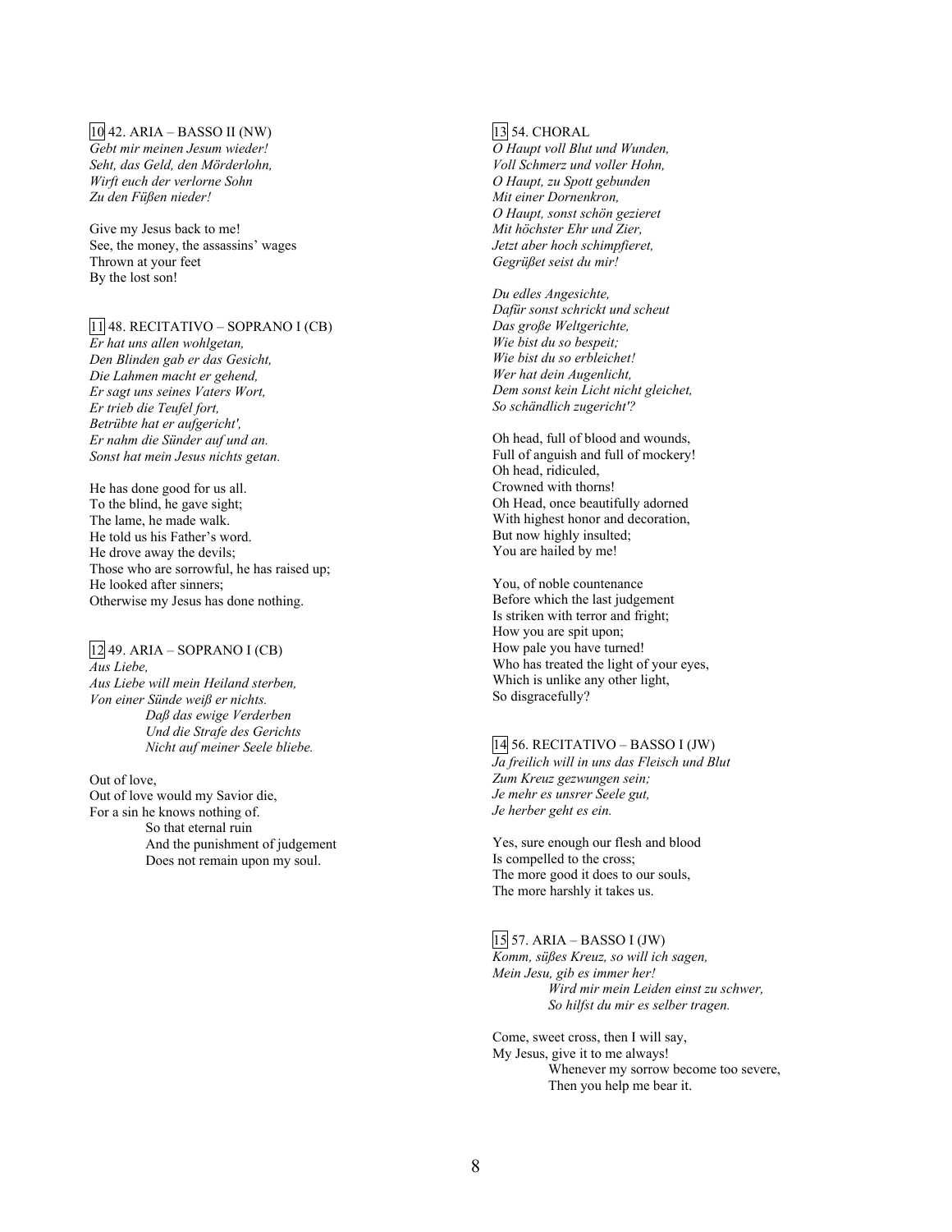10 42. ARIA – BASSO II (NW)

*Gebt mir meinen Jesum wieder!*
*Seht, das Geld, den Mörderlohn,*
*Wirft euch der verlorne Sohn*
*Zu den Füßen nieder!*

Give my Jesus back to me!
See, the money, the assassins' wages
Thrown at your feet
By the lost son!

11 48. RECITATIVO – SOPRANO I (CB)

*Er hat uns allen wohlgetan,*
*Den Blinden gab er das Gesicht,*
*Die Lahmen macht er gehend,*
*Er sagt uns seines Vaters Wort,*
*Er trieb die Teufel fort,*
*Betrübte hat er aufgericht',*
*Er nahm die Sünder auf und an.*
*Sonst hat mein Jesus nichts getan.*

He has done good for us all.
To the blind, he gave sight;
The lame, he made walk.
He told us his Father's word.
He drove away the devils;
Those who are sorrowful, he has raised up;
He looked after sinners;
Otherwise my Jesus has done nothing.

12 49. ARIA – SOPRANO I (CB)

*Aus Liebe,*
*Aus Liebe will mein Heiland sterben,*
*Von einer Sünde weiß er nichts.*
  *Daß das ewige Verderben*
  *Und die Strafe des Gerichts*
  *Nicht auf meiner Seele bliebe.*

Out of love,
Out of love would my Savior die,
For a sin he knows nothing of.
  So that eternal ruin
  And the punishment of judgement
  Does not remain upon my soul.

13 54. CHORAL

*O Haupt voll Blut und Wunden,*
*Voll Schmerz und voller Hohn,*
*O Haupt, zu Spott gebunden*
*Mit einer Dornenkron,*
*O Haupt, sonst schön gezieret*
*Mit höchster Ehr und Zier,*
*Jetzt aber hoch schimpfieret,*
*Gegrüßet seist du mir!*

*Du edles Angesichte,*
*Dafür sonst schrickt und scheut*
*Das große Weltgerichte,*
*Wie bist du so bespeit;*
*Wie bist du so erbleichet!*
*Wer hat dein Augenlicht,*
*Dem sonst kein Licht nicht gleichet,*
*So schändlich zugericht'?*

Oh head, full of blood and wounds,
Full of anguish and full of mockery!
Oh head, ridiculed,
Crowned with thorns!
Oh Head, once beautifully adorned
With highest honor and decoration,
But now highly insulted;
You are hailed by me!

You, of noble countenance
Before which the last judgement
Is striken with terror and fright;
How you are spit upon;
How pale you have turned!
Who has treated the light of your eyes,
Which is unlike any other light,
So disgracefully?

14 56. RECITATIVO – BASSO I (JW)

*Ja freilich will in uns das Fleisch und Blut*
*Zum Kreuz gezwungen sein;*
*Je mehr es unsrer Seele gut,*
*Je herber geht es ein.*

Yes, sure enough our flesh and blood
Is compelled to the cross;
The more good it does to our souls,
The more harshly it takes us.

15 57. ARIA – BASSO I (JW)

*Komm, süßes Kreuz, so will ich sagen,*
*Mein Jesu, gib es immer her!*
  *Wird mir mein Leiden einst zu schwer,*
  *So hilfst du mir es selber tragen.*

Come, sweet cross, then I will say,
My Jesus, give it to me always!
  Whenever my sorrow become too severe,
  Then you help me bear it.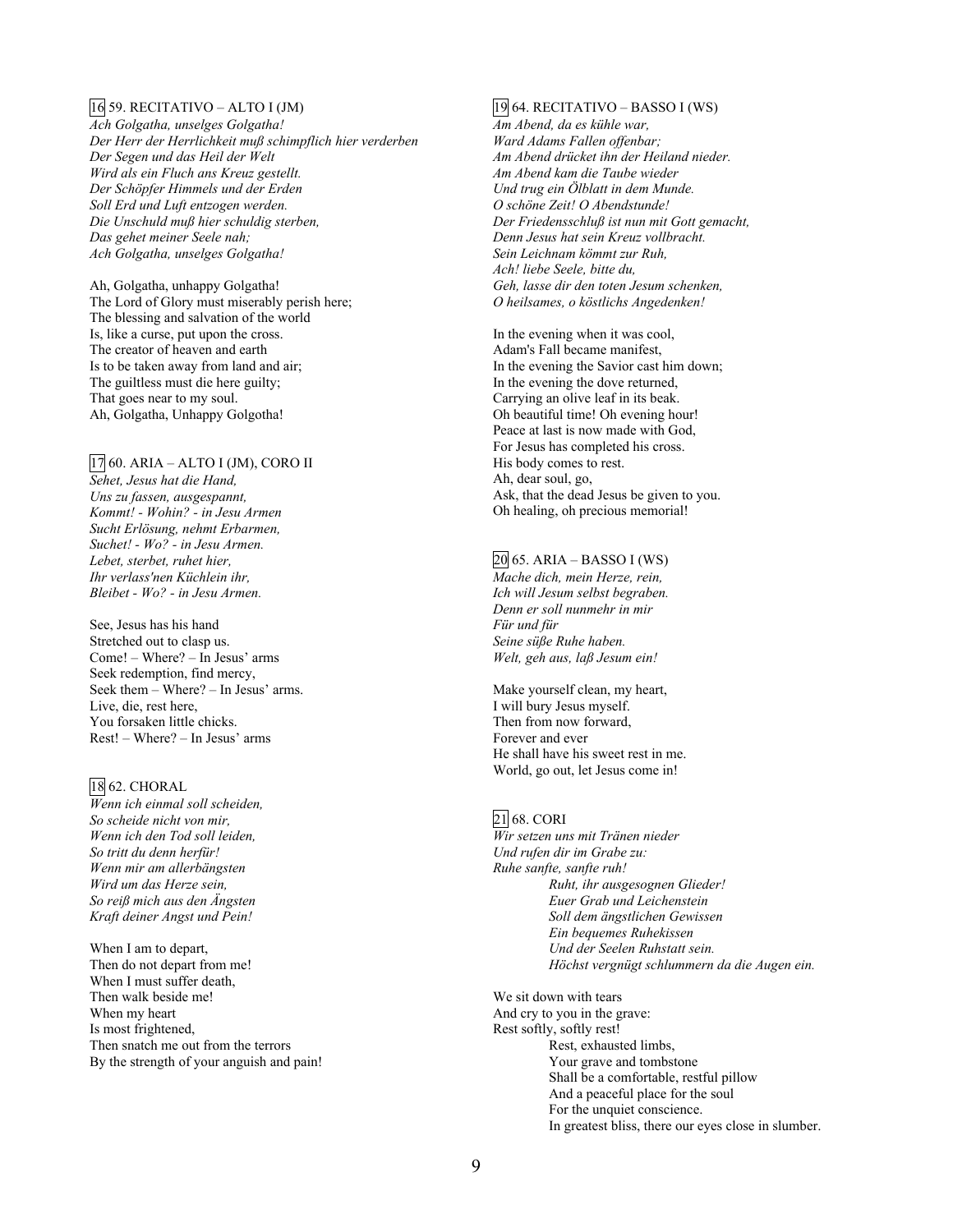16 59. RECITATIVO – ALTO I (JM)

*Ach Golgatha, unselges Golgatha!*
*Der Herr der Herrlichkeit muß schimpflich hier verderben*
*Der Segen und das Heil der Welt*
*Wird als ein Fluch ans Kreuz gestellt.*
*Der Schöpfer Himmels und der Erden*
*Soll Erd und Luft entzogen werden.*
*Die Unschuld muß hier schuldig sterben,*
*Das gehet meiner Seele nah;*
*Ach Golgatha, unselges Golgatha!*

Ah, Golgatha, unhappy Golgatha!
The Lord of Glory must miserably perish here;
The blessing and salvation of the world
Is, like a curse, put upon the cross.
The creator of heaven and earth
Is to be taken away from land and air;
The guiltless must die here guilty;
That goes near to my soul.
Ah, Golgatha, Unhappy Golgotha!

17 60. ARIA – ALTO I (JM), CORO II

*Sehet, Jesus hat die Hand,*
*Uns zu fassen, ausgespannt,*
*Kommt! - Wohin? - in Jesu Armen*
*Sucht Erlösung, nehmt Erbarmen,*
*Suchet! - Wo? - in Jesu Armen.*
*Lebet, sterbet, ruhet hier,*
*Ihr verlass'nen Küchlein ihr,*
*Bleibet - Wo? - in Jesu Armen.*

See, Jesus has his hand
Stretched out to clasp us.
Come! – Where? – In Jesus' arms
Seek redemption, find mercy,
Seek them – Where? – In Jesus' arms.
Live, die, rest here,
You forsaken little chicks.
Rest! – Where? – In Jesus' arms

18 62. CHORAL

*Wenn ich einmal soll scheiden,*
*So scheide nicht von mir,*
*Wenn ich den Tod soll leiden,*
*So tritt du denn herfür!*
*Wenn mir am allerbängsten*
*Wird um das Herze sein,*
*So reiß mich aus den Ängsten*
*Kraft deiner Angst und Pein!*

When I am to depart,
Then do not depart from me!
When I must suffer death,
Then walk beside me!
When my heart
Is most frightened,
Then snatch me out from the terrors
By the strength of your anguish and pain!

19 64. RECITATIVO – BASSO I (WS)

*Am Abend, da es kühle war,*
*Ward Adams Fallen offenbar;*
*Am Abend drücket ihn der Heiland nieder.*
*Am Abend kam die Taube wieder*
*Und trug ein Ölblatt in dem Munde.*
*O schöne Zeit! O Abendstunde!*
*Der Friedensschluß ist nun mit Gott gemacht,*
*Denn Jesus hat sein Kreuz vollbracht.*
*Sein Leichnam kömmt zur Ruh,*
*Ach! liebe Seele, bitte du,*
*Geh, lasse dir den toten Jesum schenken,*
*O heilsames, o köstlichs Angedenken!*

In the evening when it was cool,
Adam's Fall became manifest,
In the evening the Savior cast him down;
In the evening the dove returned,
Carrying an olive leaf in its beak.
Oh beautiful time! Oh evening hour!
Peace at last is now made with God,
For Jesus has completed his cross.
His body comes to rest.
Ah, dear soul, go,
Ask, that the dead Jesus be given to you.
Oh healing, oh precious memorial!

20 65. ARIA – BASSO I (WS)

*Mache dich, mein Herze, rein,*
*Ich will Jesum selbst begraben.*
*Denn er soll nunmehr in mir*
*Für und für*
*Seine süße Ruhe haben.*
*Welt, geh aus, laß Jesum ein!*

Make yourself clean, my heart,
I will bury Jesus myself.
Then from now forward,
Forever and ever
He shall have his sweet rest in me.
World, go out, let Jesus come in!

21 68. CORI

*Wir setzen uns mit Tränen nieder*
*Und rufen dir im Grabe zu:*
*Ruhe sanfte, sanfte ruh!*
> *Ruht, ihr ausgesognen Glieder!*
> *Euer Grab und Leichenstein*
> *Soll dem ängstlichen Gewissen*
> *Ein bequemes Ruhekissen*
> *Und der Seelen Ruhstatt sein.*
> *Höchst vergnügt schlummern da die Augen ein.*

We sit down with tears
And cry to you in the grave:
Rest softly, softly rest!
> Rest, exhausted limbs,
> Your grave and tombstone
> Shall be a comfortable, restful pillow
> And a peaceful place for the soul
> For the unquiet conscience.
> In greatest bliss, there our eyes close in slumber.